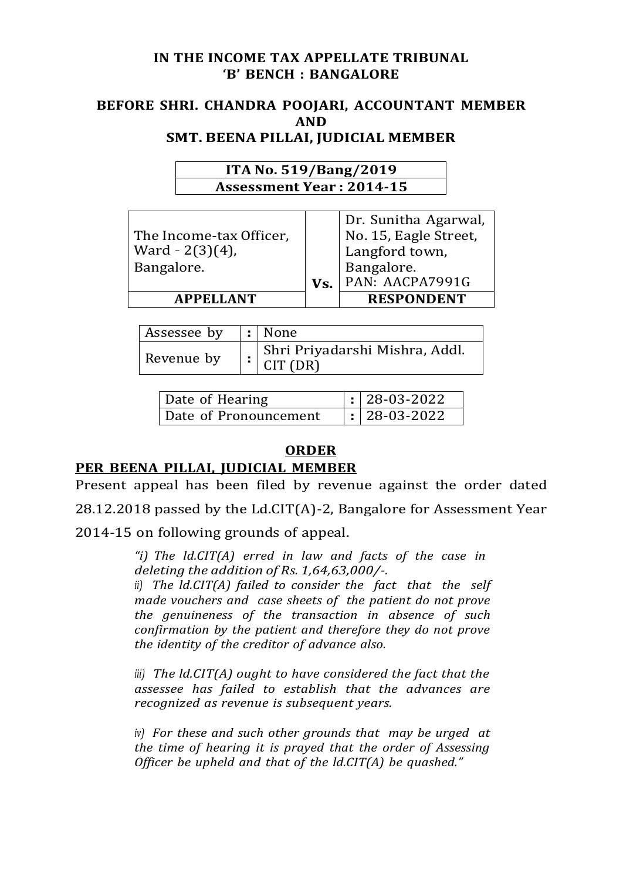# IN THE INCOME TAX APPELLATE TRIBUNAL
# 'B' BENCH : BANGALORE

## BEFORE SHRI. CHANDRA POOJARI, ACCOUNTANT MEMBER AND SMT. BEENA PILLAI, JUDICIAL MEMBER

| ITA No. 519/Bang/2019 |
|---|
| Assessment Year : 2014-15 |

| The Income-tax Officer, Ward - 2(3)(4), Bangalore. | Vs. | Dr. Sunitha Agarwal, No. 15, Eagle Street, Langford town, Bangalore. PAN: AACPA7991G |
|---|---|---|
| **APPELLANT** | | **RESPONDENT** |

| Assessee by | : | None |
|---|---|---|
| Revenue by | : | Shri Priyadarshi Mishra, Addl. CIT (DR) |

| Date of Hearing | : | 28-03-2022 |
|---|---|---|
| Date of Pronouncement | : | 28-03-2022 |

## ORDER

**PER BEENA PILLAI, JUDICIAL MEMBER**

Present appeal has been filed by revenue against the order dated 28.12.2018 passed by the Ld.CIT(A)-2, Bangalore for Assessment Year 2014-15 on following grounds of appeal.

> *"i) The ld.CIT(A) erred in law and facts of the case in deleting the addition of Rs. 1,64,63,000/-.*
>
> *ii) The ld.CIT(A) failed to consider the fact that the self made vouchers and case sheets of the patient do not prove the genuineness of the transaction in absence of such confirmation by the patient and therefore they do not prove the identity of the creditor of advance also.*
>
> *iii) The ld.CIT(A) ought to have considered the fact that the assessee has failed to establish that the advances are recognized as revenue is subsequent years.*
>
> *iv) For these and such other grounds that may be urged at the time of hearing it is prayed that the order of Assessing Officer be upheld and that of the ld.CIT(A) be quashed."*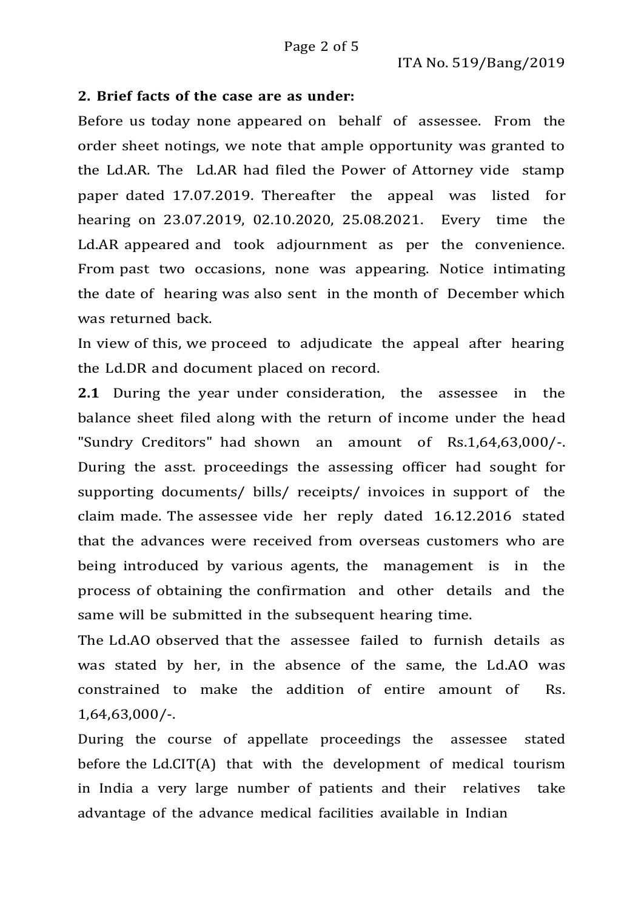**2. Brief facts of the case are as under:**

Before us today none appeared on behalf of assessee. From the order sheet notings, we note that ample opportunity was granted to the Ld.AR. The Ld.AR had filed the Power of Attorney vide stamp paper dated 17.07.2019. Thereafter the appeal was listed for hearing on 23.07.2019, 02.10.2020, 25.08.2021. Every time the Ld.AR appeared and took adjournment as per the convenience. From past two occasions, none was appearing. Notice intimating the date of hearing was also sent in the month of December which was returned back.

In view of this, we proceed to adjudicate the appeal after hearing the Ld.DR and document placed on record.

**2.1** During the year under consideration, the assessee in the balance sheet filed along with the return of income under the head "Sundry Creditors" had shown an amount of Rs.1,64,63,000/-. During the asst. proceedings the assessing officer had sought for supporting documents/ bills/ receipts/ invoices in support of the claim made. The assessee vide her reply dated 16.12.2016 stated that the advances were received from overseas customers who are being introduced by various agents, the management is in the process of obtaining the confirmation and other details and the same will be submitted in the subsequent hearing time.

The Ld.AO observed that the assessee failed to furnish details as was stated by her, in the absence of the same, the Ld.AO was constrained to make the addition of entire amount of Rs. 1,64,63,000/-.

During the course of appellate proceedings the assessee stated before the Ld.CIT(A) that with the development of medical tourism in India a very large number of patients and their relatives take advantage of the advance medical facilities available in Indian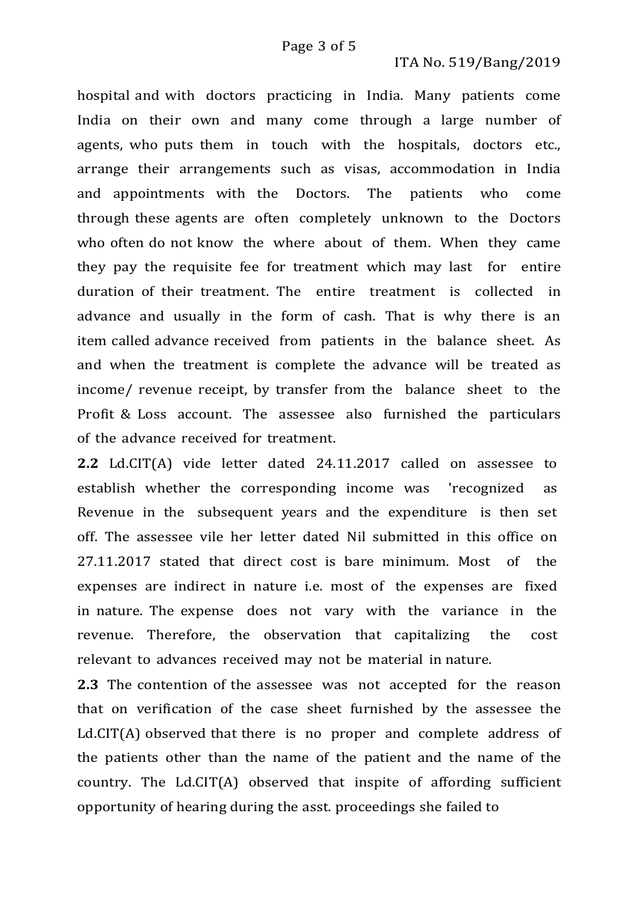hospital and with doctors practicing in India. Many patients come India on their own and many come through a large number of agents, who puts them in touch with the hospitals, doctors etc., arrange their arrangements such as visas, accommodation in India and appointments with the Doctors. The patients who come through these agents are often completely unknown to the Doctors who often do not know the where about of them. When they came they pay the requisite fee for treatment which may last for entire duration of their treatment. The entire treatment is collected in advance and usually in the form of cash. That is why there is an item called advance received from patients in the balance sheet. As and when the treatment is complete the advance will be treated as income/ revenue receipt, by transfer from the balance sheet to the Profit & Loss account. The assessee also furnished the particulars of the advance received for treatment.

**2.2** Ld.CIT(A) vide letter dated 24.11.2017 called on assessee to establish whether the corresponding income was 'recognized as Revenue in the subsequent years and the expenditure is then set off. The assessee vile her letter dated Nil submitted in this office on 27.11.2017 stated that direct cost is bare minimum. Most of the expenses are indirect in nature i.e. most of the expenses are fixed in nature. The expense does not vary with the variance in the revenue. Therefore, the observation that capitalizing the cost relevant to advances received may not be material in nature.

**2.3** The contention of the assessee was not accepted for the reason that on verification of the case sheet furnished by the assessee the Ld.CIT(A) observed that there is no proper and complete address of the patients other than the name of the patient and the name of the country. The Ld.CIT(A) observed that inspite of affording sufficient opportunity of hearing during the asst. proceedings she failed to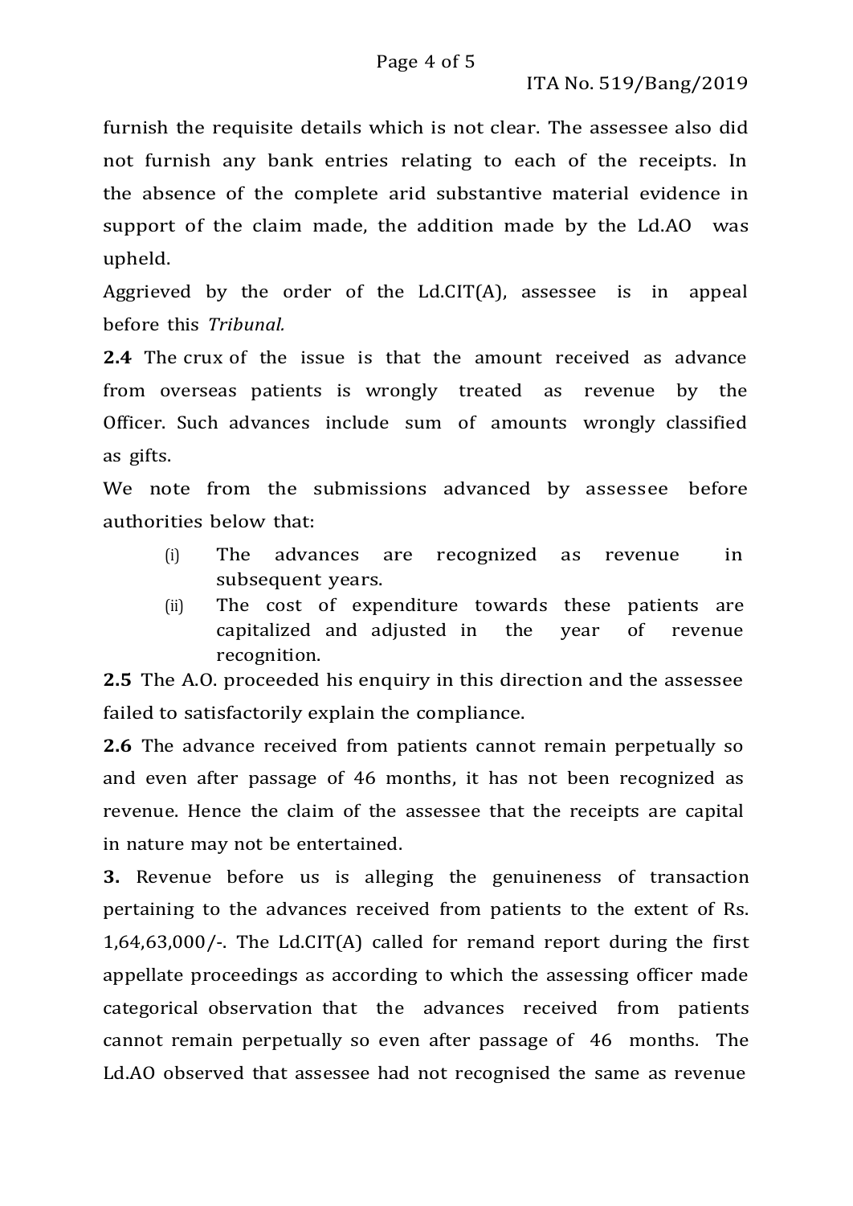furnish the requisite details which is not clear. The assessee also did not furnish any bank entries relating to each of the receipts. In the absence of the complete arid substantive material evidence in support of the claim made, the addition made by the Ld.AO was upheld.

Aggrieved by the order of the Ld.CIT(A), assessee is in appeal before this *Tribunal.*

**2.4** The crux of the issue is that the amount received as advance from overseas patients is wrongly treated as revenue by the Officer. Such advances include sum of amounts wrongly classified as gifts.

We note from the submissions advanced by assessee before authorities below that:

(i) The advances are recognized as revenue in subsequent years.

(ii) The cost of expenditure towards these patients are capitalized and adjusted in the year of revenue recognition.

**2.5** The A.O. proceeded his enquiry in this direction and the assessee failed to satisfactorily explain the compliance.

**2.6** The advance received from patients cannot remain perpetually so and even after passage of 46 months, it has not been recognized as revenue. Hence the claim of the assessee that the receipts are capital in nature may not be entertained.

**3.** Revenue before us is alleging the genuineness of transaction pertaining to the advances received from patients to the extent of Rs. 1,64,63,000/-. The Ld.CIT(A) called for remand report during the first appellate proceedings as according to which the assessing officer made categorical observation that the advances received from patients cannot remain perpetually so even after passage of 46 months. The Ld.AO observed that assessee had not recognised the same as revenue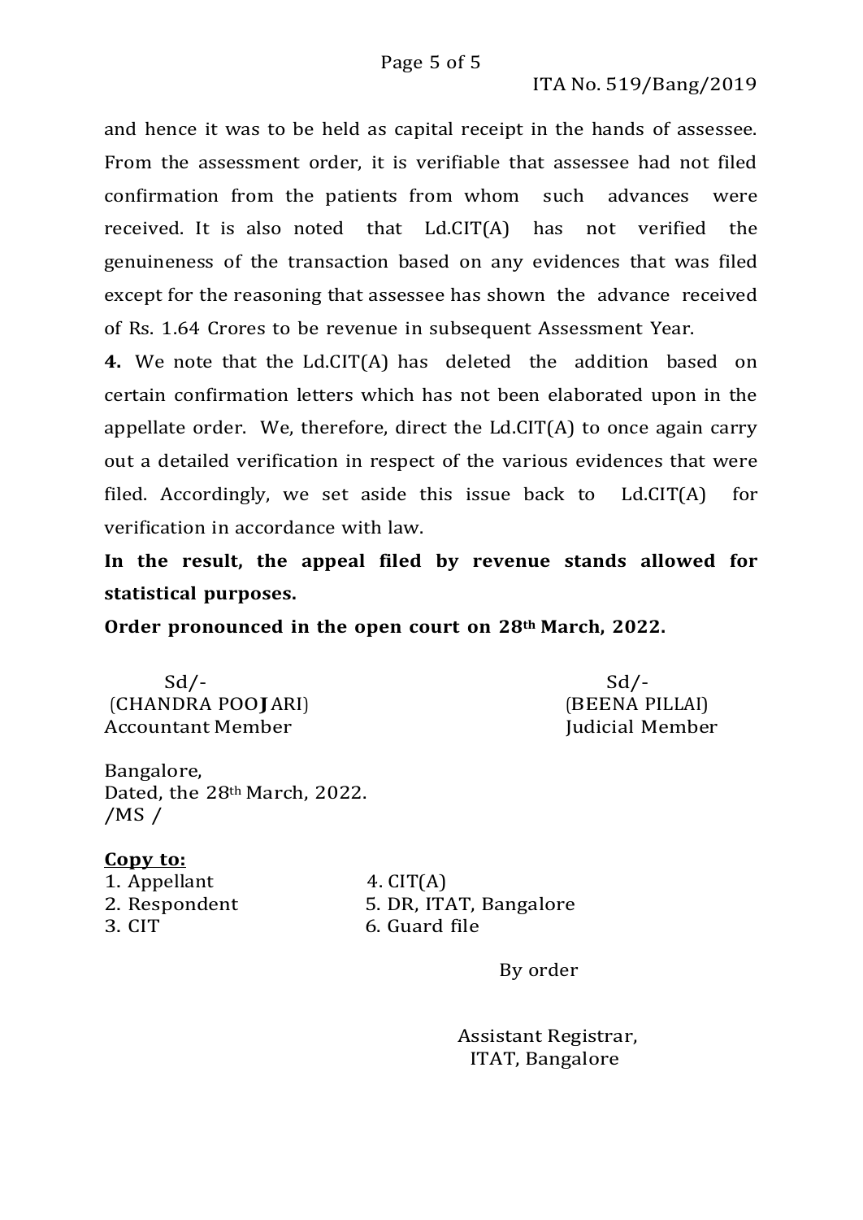and hence it was to be held as capital receipt in the hands of assessee. From the assessment order, it is verifiable that assessee had not filed confirmation from the patients from whom such advances were received. It is also noted that Ld.CIT(A) has not verified the genuineness of the transaction based on any evidences that was filed except for the reasoning that assessee has shown the advance received of Rs. 1.64 Crores to be revenue in subsequent Assessment Year.

**4.** We note that the Ld.CIT(A) has deleted the addition based on certain confirmation letters which has not been elaborated upon in the appellate order. We, therefore, direct the Ld.CIT(A) to once again carry out a detailed verification in respect of the various evidences that were filed. Accordingly, we set aside this issue back to Ld.CIT(A) for verification in accordance with law.

**In the result, the appeal filed by revenue stands allowed for statistical purposes.**

**Order pronounced in the open court on 28th March, 2022.**

| | |
|---|---|
| Sd/- | Sd/- |
| (CHANDRA POOJARI) | (BEENA PILLAI) |
| Accountant Member | Judicial Member |

Bangalore,
Dated, the 28th March, 2022.
/MS /

**Copy to:**

1. Appellant
2. Respondent
3. CIT
4. CIT(A)
5. DR, ITAT, Bangalore
6. Guard file

By order

Assistant Registrar,
ITAT, Bangalore